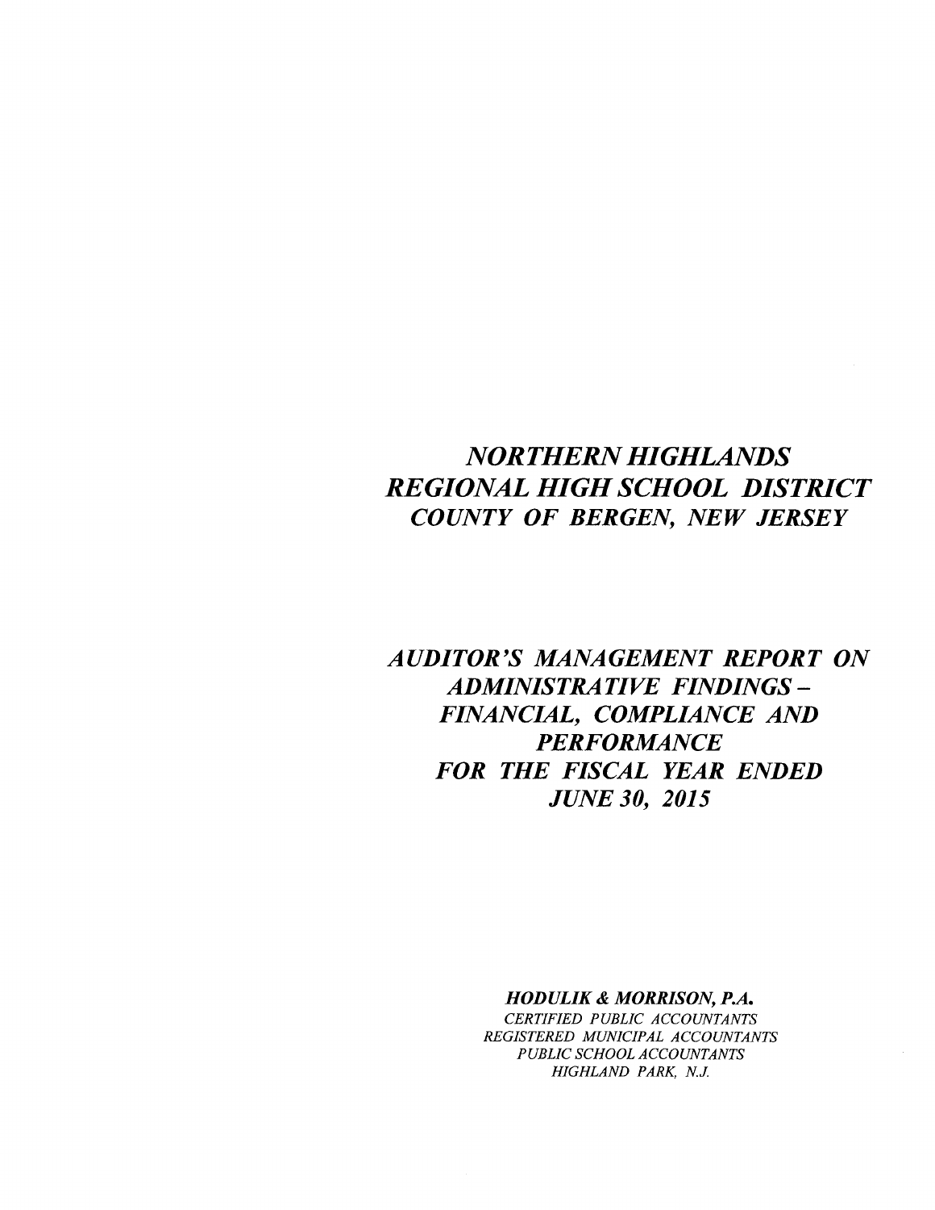# *NORTHERN HIGHLANDS REGIONAL HIGH SCHOOL DISTRICT*
## *COUNTY OF BERGEN, NEW JERSEY*

# *AUDITOR'S MANAGEMENT REPORT ON ADMINISTRATIVE FINDINGS – FINANCIAL, COMPLIANCE AND PERFORMANCE FOR THE FISCAL YEAR ENDED JUNE 30, 2015*

***HODULIK & MORRISON, P.A.***
*CERTIFIED PUBLIC ACCOUNTANTS*
*REGISTERED MUNICIPAL ACCOUNTANTS*
*PUBLIC SCHOOL ACCOUNTANTS*
*HIGHLAND PARK, N.J.*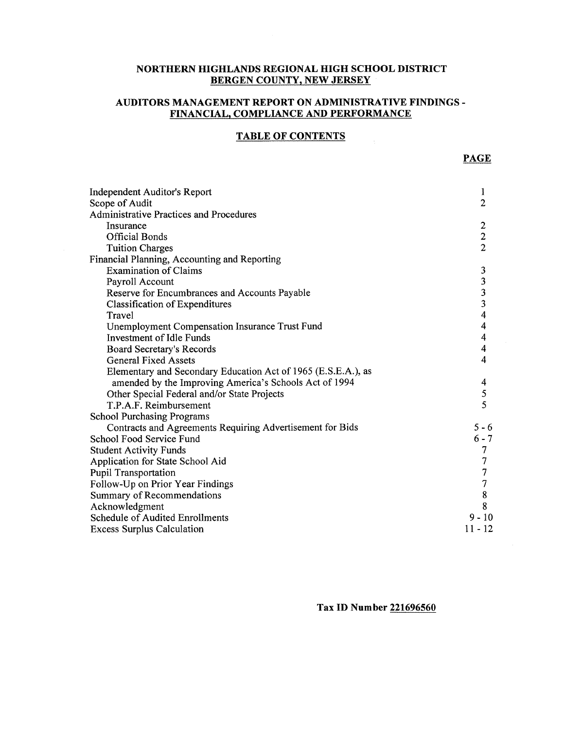# NORTHERN HIGHLANDS REGIONAL HIGH SCHOOL DISTRICT
## BERGEN COUNTY, NEW JERSEY

## AUDITORS MANAGEMENT REPORT ON ADMINISTRATIVE FINDINGS - FINANCIAL, COMPLIANCE AND PERFORMANCE

### TABLE OF CONTENTS

| | PAGE |
|---|---|
| Independent Auditor's Report | 1 |
| Scope of Audit | 2 |
| Administrative Practices and Procedures | |
| Insurance | 2 |
| Official Bonds | 2 |
| Tuition Charges | 2 |
| Financial Planning, Accounting and Reporting | |
| Examination of Claims | 3 |
| Payroll Account | 3 |
| Reserve for Encumbrances and Accounts Payable | 3 |
| Classification of Expenditures | 3 |
| Travel | 4 |
| Unemployment Compensation Insurance Trust Fund | 4 |
| Investment of Idle Funds | 4 |
| Board Secretary's Records | 4 |
| General Fixed Assets | 4 |
| Elementary and Secondary Education Act of 1965 (E.S.E.A.), as amended by the Improving America's Schools Act of 1994 | 4 |
| Other Special Federal and/or State Projects | 5 |
| T.P.A.F. Reimbursement | 5 |
| School Purchasing Programs | |
| Contracts and Agreements Requiring Advertisement for Bids | 5 - 6 |
| School Food Service Fund | 6 - 7 |
| Student Activity Funds | 7 |
| Application for State School Aid | 7 |
| Pupil Transportation | 7 |
| Follow-Up on Prior Year Findings | 7 |
| Summary of Recommendations | 8 |
| Acknowledgment | 8 |
| Schedule of Audited Enrollments | 9 - 10 |
| Excess Surplus Calculation | 11 - 12 |

**Tax ID Number 221696560**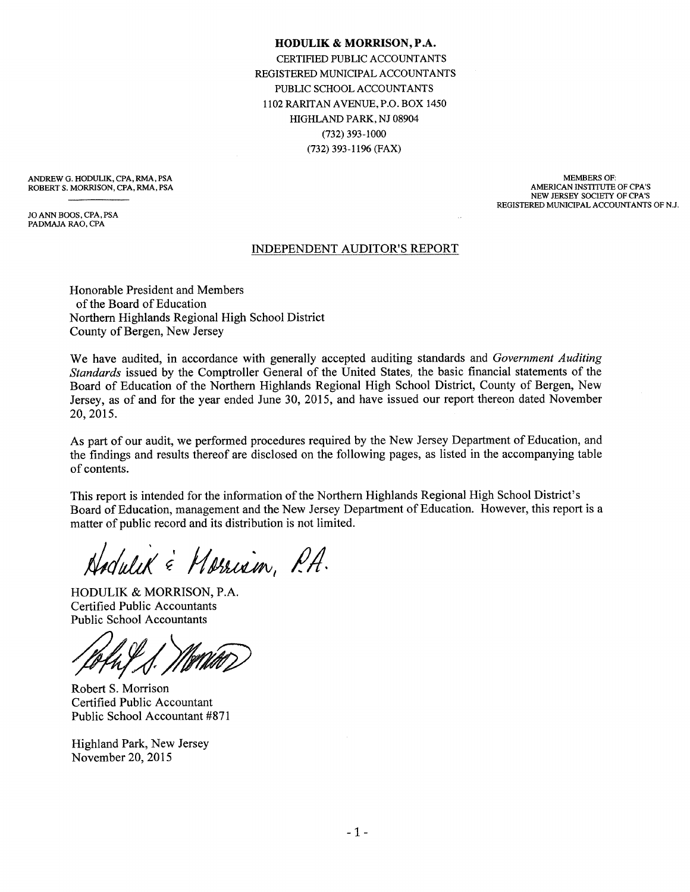**HODULIK & MORRISON, P.A.**
CERTIFIED PUBLIC ACCOUNTANTS
REGISTERED MUNICIPAL ACCOUNTANTS
PUBLIC SCHOOL ACCOUNTANTS
1102 RARITAN AVENUE, P.O. BOX 1450
HIGHLAND PARK, NJ 08904
(732) 393-1000
(732) 393-1196 (FAX)

ANDREW G. HODULIK, CPA, RMA, PSA
ROBERT S. MORRISON, CPA, RMA, PSA

JO ANN BOOS, CPA, PSA
PADMAJA RAO, CPA

MEMBERS OF:
AMERICAN INSTITUTE OF CPA'S
NEW JERSEY SOCIETY OF CPA'S
REGISTERED MUNICIPAL ACCOUNTANTS OF N.J.

## INDEPENDENT AUDITOR'S REPORT

Honorable President and Members
of the Board of Education
Northern Highlands Regional High School District
County of Bergen, New Jersey

We have audited, in accordance with generally accepted auditing standards and *Government Auditing Standards* issued by the Comptroller General of the United States, the basic financial statements of the Board of Education of the Northern Highlands Regional High School District, County of Bergen, New Jersey, as of and for the year ended June 30, 2015, and have issued our report thereon dated November 20, 2015.

As part of our audit, we performed procedures required by the New Jersey Department of Education, and the findings and results thereof are disclosed on the following pages, as listed in the accompanying table of contents.

This report is intended for the information of the Northern Highlands Regional High School District's Board of Education, management and the New Jersey Department of Education. However, this report is a matter of public record and its distribution is not limited.

Hodulik & Morrison, P.A.

HODULIK & MORRISON, P.A.
Certified Public Accountants
Public School Accountants

Robert S. Morrison
Certified Public Accountant
Public School Accountant #871

Highland Park, New Jersey
November 20, 2015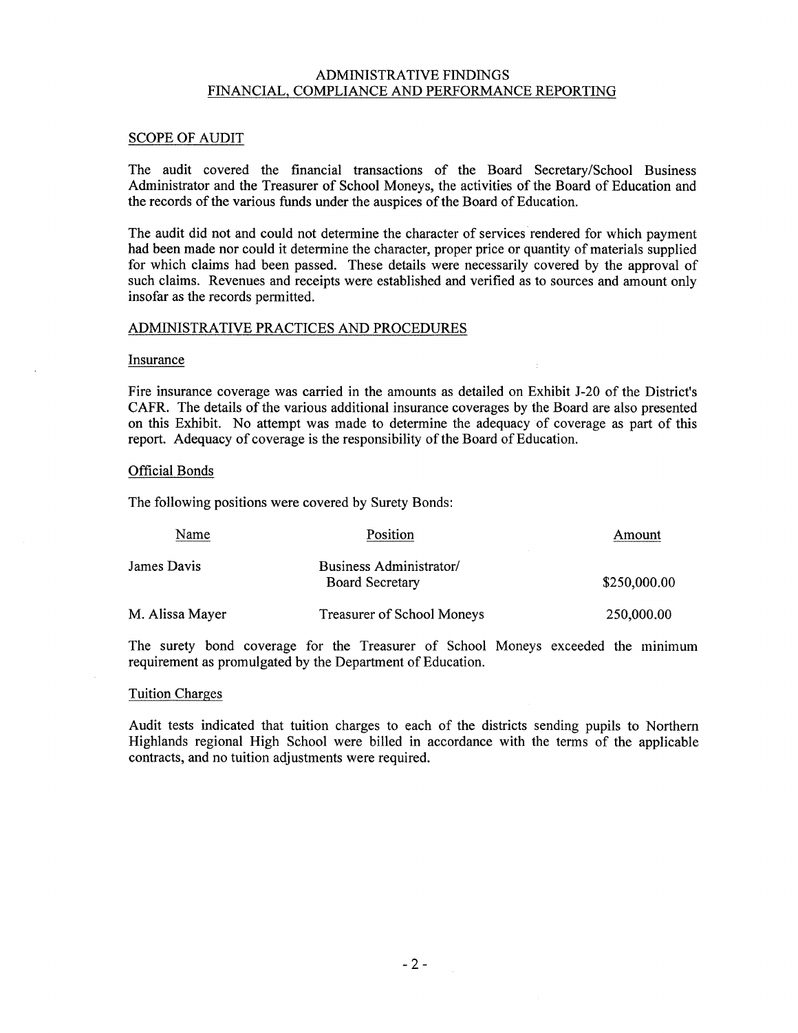# ADMINISTRATIVE FINDINGS
## FINANCIAL, COMPLIANCE AND PERFORMANCE REPORTING

### SCOPE OF AUDIT

The audit covered the financial transactions of the Board Secretary/School Business Administrator and the Treasurer of School Moneys, the activities of the Board of Education and the records of the various funds under the auspices of the Board of Education.

The audit did not and could not determine the character of services rendered for which payment had been made nor could it determine the character, proper price or quantity of materials supplied for which claims had been passed. These details were necessarily covered by the approval of such claims. Revenues and receipts were established and verified as to sources and amount only insofar as the records permitted.

### ADMINISTRATIVE PRACTICES AND PROCEDURES

#### Insurance

Fire insurance coverage was carried in the amounts as detailed on Exhibit J-20 of the District's CAFR. The details of the various additional insurance coverages by the Board are also presented on this Exhibit. No attempt was made to determine the adequacy of coverage as part of this report. Adequacy of coverage is the responsibility of the Board of Education.

#### Official Bonds

The following positions were covered by Surety Bonds:

| Name | Position | Amount |
|---|---|---|
| James Davis | Business Administrator/ Board Secretary | $250,000.00 |
| M. Alissa Mayer | Treasurer of School Moneys | 250,000.00 |

The surety bond coverage for the Treasurer of School Moneys exceeded the minimum requirement as promulgated by the Department of Education.

#### Tuition Charges

Audit tests indicated that tuition charges to each of the districts sending pupils to Northern Highlands regional High School were billed in accordance with the terms of the applicable contracts, and no tuition adjustments were required.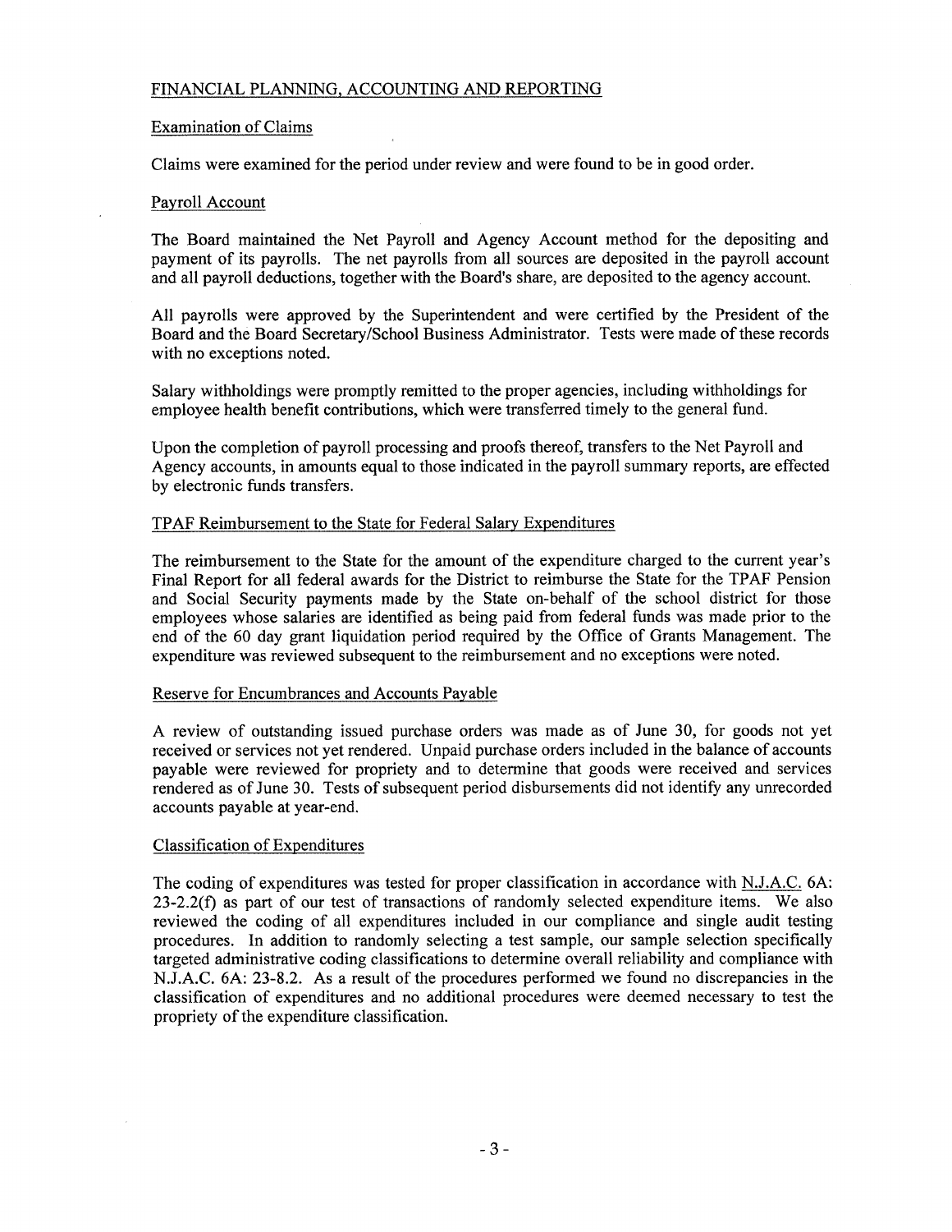## FINANCIAL PLANNING, ACCOUNTING AND REPORTING

### Examination of Claims

Claims were examined for the period under review and were found to be in good order.

### Payroll Account

The Board maintained the Net Payroll and Agency Account method for the depositing and payment of its payrolls. The net payrolls from all sources are deposited in the payroll account and all payroll deductions, together with the Board's share, are deposited to the agency account.

All payrolls were approved by the Superintendent and were certified by the President of the Board and the Board Secretary/School Business Administrator. Tests were made of these records with no exceptions noted.

Salary withholdings were promptly remitted to the proper agencies, including withholdings for employee health benefit contributions, which were transferred timely to the general fund.

Upon the completion of payroll processing and proofs thereof, transfers to the Net Payroll and Agency accounts, in amounts equal to those indicated in the payroll summary reports, are effected by electronic funds transfers.

### TPAF Reimbursement to the State for Federal Salary Expenditures

The reimbursement to the State for the amount of the expenditure charged to the current year's Final Report for all federal awards for the District to reimburse the State for the TPAF Pension and Social Security payments made by the State on-behalf of the school district for those employees whose salaries are identified as being paid from federal funds was made prior to the end of the 60 day grant liquidation period required by the Office of Grants Management. The expenditure was reviewed subsequent to the reimbursement and no exceptions were noted.

### Reserve for Encumbrances and Accounts Payable

A review of outstanding issued purchase orders was made as of June 30, for goods not yet received or services not yet rendered. Unpaid purchase orders included in the balance of accounts payable were reviewed for propriety and to determine that goods were received and services rendered as of June 30. Tests of subsequent period disbursements did not identify any unrecorded accounts payable at year-end.

### Classification of Expenditures

The coding of expenditures was tested for proper classification in accordance with N.J.A.C. 6A: 23-2.2(f) as part of our test of transactions of randomly selected expenditure items. We also reviewed the coding of all expenditures included in our compliance and single audit testing procedures. In addition to randomly selecting a test sample, our sample selection specifically targeted administrative coding classifications to determine overall reliability and compliance with N.J.A.C. 6A: 23-8.2. As a result of the procedures performed we found no discrepancies in the classification of expenditures and no additional procedures were deemed necessary to test the propriety of the expenditure classification.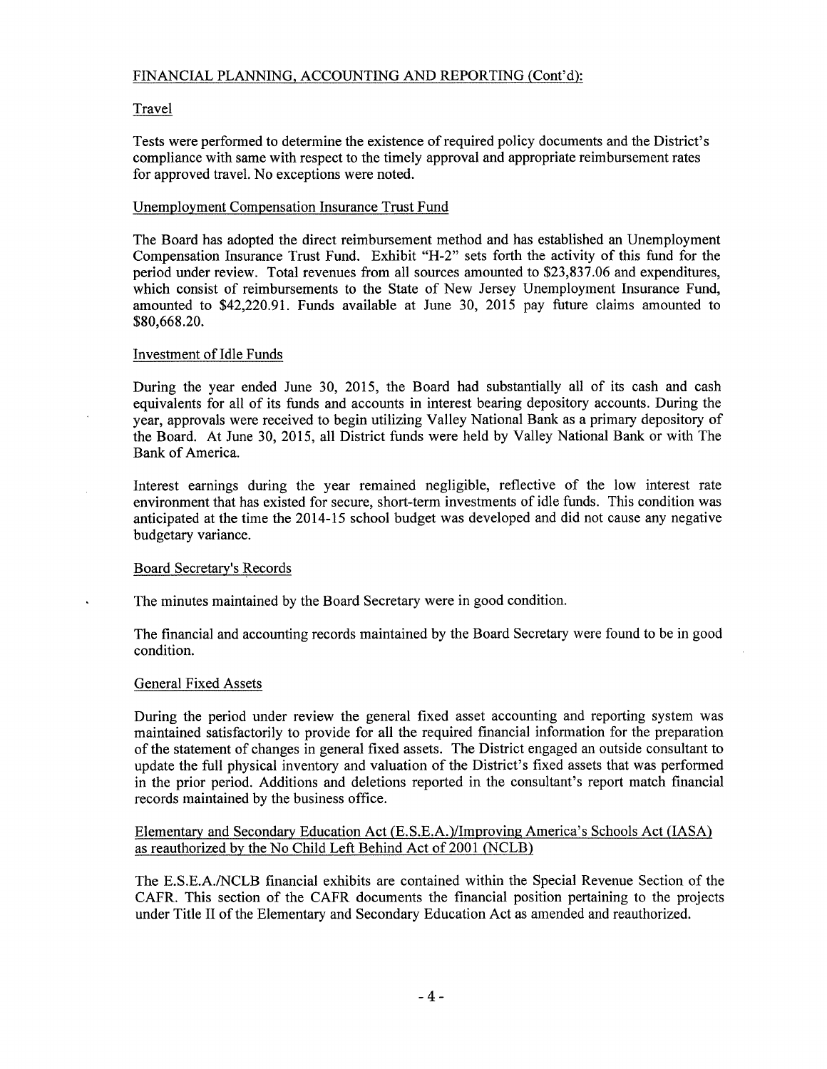## FINANCIAL PLANNING, ACCOUNTING AND REPORTING (Cont'd):

### Travel

Tests were performed to determine the existence of required policy documents and the District's compliance with same with respect to the timely approval and appropriate reimbursement rates for approved travel. No exceptions were noted.

### Unemployment Compensation Insurance Trust Fund

The Board has adopted the direct reimbursement method and has established an Unemployment Compensation Insurance Trust Fund. Exhibit "H-2" sets forth the activity of this fund for the period under review. Total revenues from all sources amounted to $23,837.06 and expenditures, which consist of reimbursements to the State of New Jersey Unemployment Insurance Fund, amounted to $42,220.91. Funds available at June 30, 2015 pay future claims amounted to $80,668.20.

### Investment of Idle Funds

During the year ended June 30, 2015, the Board had substantially all of its cash and cash equivalents for all of its funds and accounts in interest bearing depository accounts. During the year, approvals were received to begin utilizing Valley National Bank as a primary depository of the Board. At June 30, 2015, all District funds were held by Valley National Bank or with The Bank of America.

Interest earnings during the year remained negligible, reflective of the low interest rate environment that has existed for secure, short-term investments of idle funds. This condition was anticipated at the time the 2014-15 school budget was developed and did not cause any negative budgetary variance.

### Board Secretary's Records

The minutes maintained by the Board Secretary were in good condition.

The financial and accounting records maintained by the Board Secretary were found to be in good condition.

### General Fixed Assets

During the period under review the general fixed asset accounting and reporting system was maintained satisfactorily to provide for all the required financial information for the preparation of the statement of changes in general fixed assets. The District engaged an outside consultant to update the full physical inventory and valuation of the District's fixed assets that was performed in the prior period. Additions and deletions reported in the consultant's report match financial records maintained by the business office.

### Elementary and Secondary Education Act (E.S.E.A.)/Improving America's Schools Act (IASA) as reauthorized by the No Child Left Behind Act of 2001 (NCLB)

The E.S.E.A./NCLB financial exhibits are contained within the Special Revenue Section of the CAFR. This section of the CAFR documents the financial position pertaining to the projects under Title II of the Elementary and Secondary Education Act as amended and reauthorized.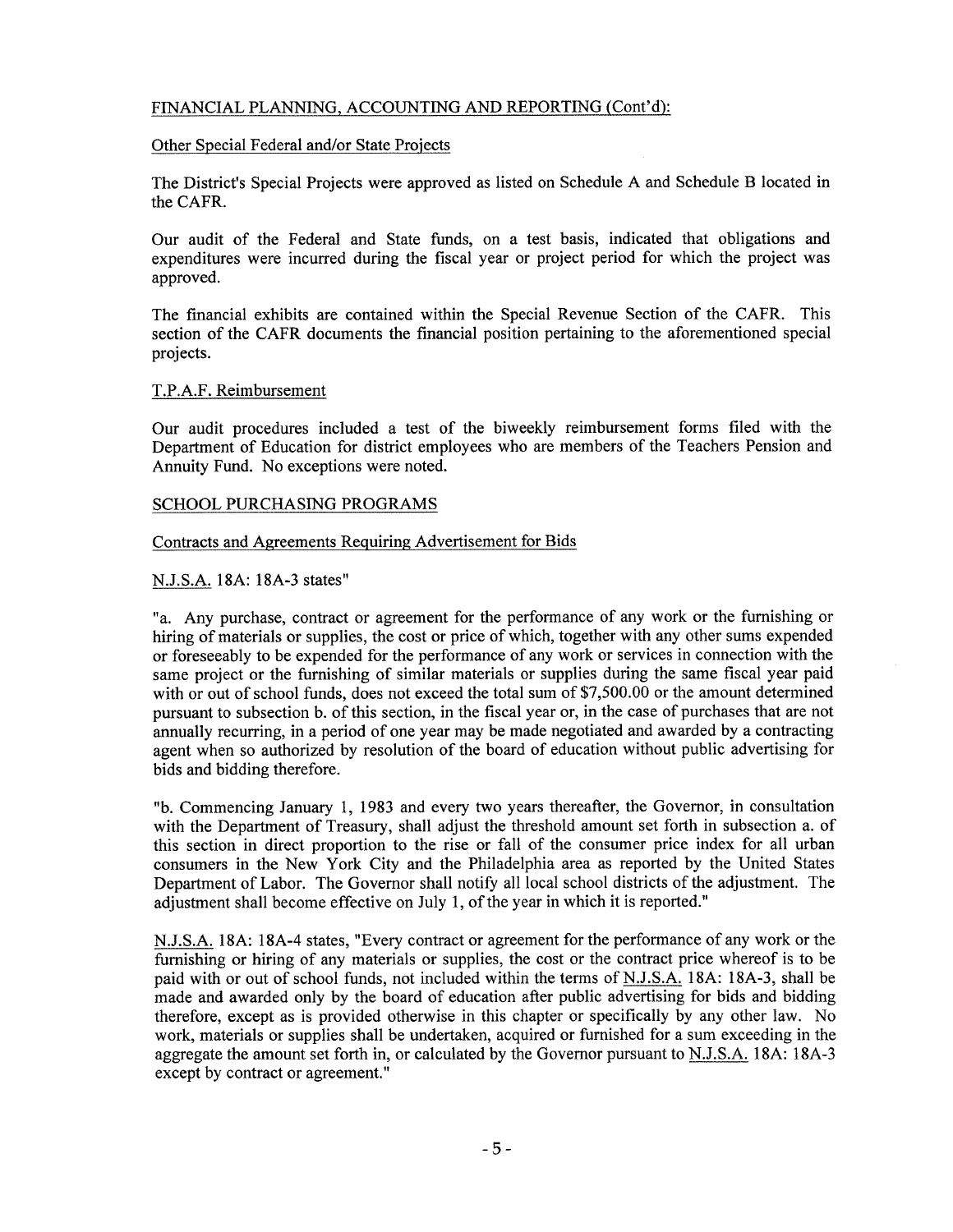FINANCIAL PLANNING, ACCOUNTING AND REPORTING (Cont'd):

Other Special Federal and/or State Projects

The District's Special Projects were approved as listed on Schedule A and Schedule B located in the CAFR.

Our audit of the Federal and State funds, on a test basis, indicated that obligations and expenditures were incurred during the fiscal year or project period for which the project was approved.

The financial exhibits are contained within the Special Revenue Section of the CAFR. This section of the CAFR documents the financial position pertaining to the aforementioned special projects.

T.P.A.F. Reimbursement

Our audit procedures included a test of the biweekly reimbursement forms filed with the Department of Education for district employees who are members of the Teachers Pension and Annuity Fund. No exceptions were noted.

SCHOOL PURCHASING PROGRAMS

Contracts and Agreements Requiring Advertisement for Bids

N.J.S.A. 18A: 18A-3 states"

"a. Any purchase, contract or agreement for the performance of any work or the furnishing or hiring of materials or supplies, the cost or price of which, together with any other sums expended or foreseeably to be expended for the performance of any work or services in connection with the same project or the furnishing of similar materials or supplies during the same fiscal year paid with or out of school funds, does not exceed the total sum of $7,500.00 or the amount determined pursuant to subsection b. of this section, in the fiscal year or, in the case of purchases that are not annually recurring, in a period of one year may be made negotiated and awarded by a contracting agent when so authorized by resolution of the board of education without public advertising for bids and bidding therefore.

"b. Commencing January 1, 1983 and every two years thereafter, the Governor, in consultation with the Department of Treasury, shall adjust the threshold amount set forth in subsection a. of this section in direct proportion to the rise or fall of the consumer price index for all urban consumers in the New York City and the Philadelphia area as reported by the United States Department of Labor. The Governor shall notify all local school districts of the adjustment. The adjustment shall become effective on July 1, of the year in which it is reported."

N.J.S.A. 18A: 18A-4 states, "Every contract or agreement for the performance of any work or the furnishing or hiring of any materials or supplies, the cost or the contract price whereof is to be paid with or out of school funds, not included within the terms of N.J.S.A. 18A: 18A-3, shall be made and awarded only by the board of education after public advertising for bids and bidding therefore, except as is provided otherwise in this chapter or specifically by any other law. No work, materials or supplies shall be undertaken, acquired or furnished for a sum exceeding in the aggregate the amount set forth in, or calculated by the Governor pursuant to N.J.S.A. 18A: 18A-3 except by contract or agreement."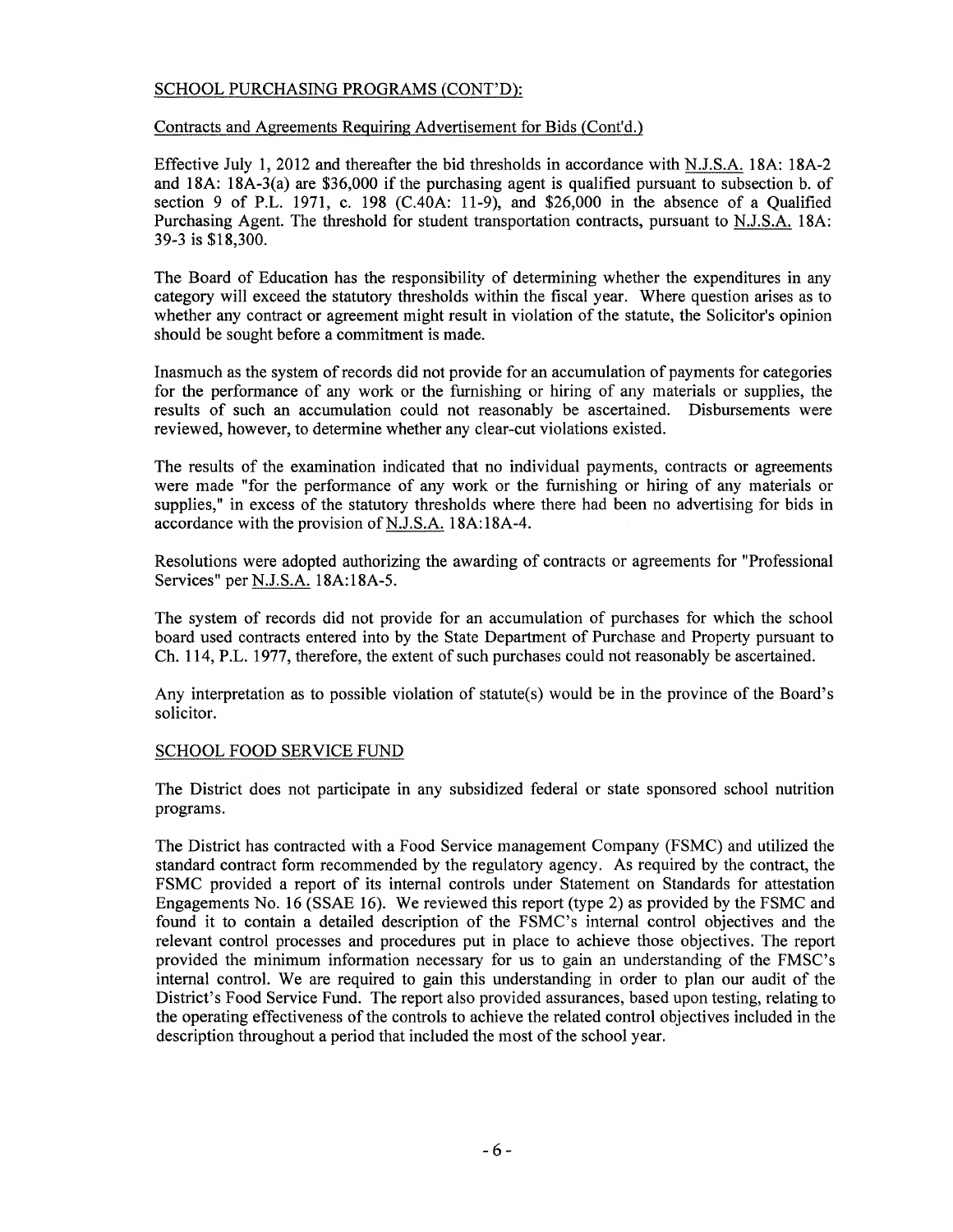## SCHOOL PURCHASING PROGRAMS (CONT'D):

### Contracts and Agreements Requiring Advertisement for Bids (Cont'd.)

Effective July 1, 2012 and thereafter the bid thresholds in accordance with N.J.S.A. 18A: 18A-2 and 18A: 18A-3(a) are $36,000 if the purchasing agent is qualified pursuant to subsection b. of section 9 of P.L. 1971, c. 198 (C.40A: 11-9), and $26,000 in the absence of a Qualified Purchasing Agent. The threshold for student transportation contracts, pursuant to N.J.S.A. 18A: 39-3 is $18,300.

The Board of Education has the responsibility of determining whether the expenditures in any category will exceed the statutory thresholds within the fiscal year. Where question arises as to whether any contract or agreement might result in violation of the statute, the Solicitor's opinion should be sought before a commitment is made.

Inasmuch as the system of records did not provide for an accumulation of payments for categories for the performance of any work or the furnishing or hiring of any materials or supplies, the results of such an accumulation could not reasonably be ascertained. Disbursements were reviewed, however, to determine whether any clear-cut violations existed.

The results of the examination indicated that no individual payments, contracts or agreements were made "for the performance of any work or the furnishing or hiring of any materials or supplies," in excess of the statutory thresholds where there had been no advertising for bids in accordance with the provision of N.J.S.A. 18A:18A-4.

Resolutions were adopted authorizing the awarding of contracts or agreements for "Professional Services" per N.J.S.A. 18A:18A-5.

The system of records did not provide for an accumulation of purchases for which the school board used contracts entered into by the State Department of Purchase and Property pursuant to Ch. 114, P.L. 1977, therefore, the extent of such purchases could not reasonably be ascertained.

Any interpretation as to possible violation of statute(s) would be in the province of the Board's solicitor.

## SCHOOL FOOD SERVICE FUND

The District does not participate in any subsidized federal or state sponsored school nutrition programs.

The District has contracted with a Food Service management Company (FSMC) and utilized the standard contract form recommended by the regulatory agency. As required by the contract, the FSMC provided a report of its internal controls under Statement on Standards for attestation Engagements No. 16 (SSAE 16). We reviewed this report (type 2) as provided by the FSMC and found it to contain a detailed description of the FSMC's internal control objectives and the relevant control processes and procedures put in place to achieve those objectives. The report provided the minimum information necessary for us to gain an understanding of the FMSC's internal control. We are required to gain this understanding in order to plan our audit of the District's Food Service Fund. The report also provided assurances, based upon testing, relating to the operating effectiveness of the controls to achieve the related control objectives included in the description throughout a period that included the most of the school year.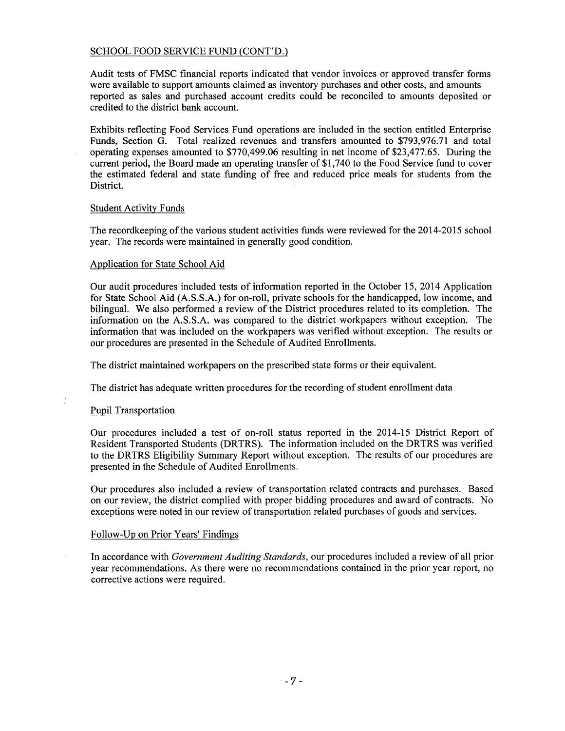## SCHOOL FOOD SERVICE FUND (CONT'D.)

Audit tests of FMSC financial reports indicated that vendor invoices or approved transfer forms were available to support amounts claimed as inventory purchases and other costs, and amounts reported as sales and purchased account credits could be reconciled to amounts deposited or credited to the district bank account.

Exhibits reflecting Food Services Fund operations are included in the section entitled Enterprise Funds, Section G. Total realized revenues and transfers amounted to $793,976.71 and total operating expenses amounted to $770,499.06 resulting in net income of $23,477.65. During the current period, the Board made an operating transfer of $1,740 to the Food Service fund to cover the estimated federal and state funding of free and reduced price meals for students from the District.

### Student Activity Funds

The recordkeeping of the various student activities funds were reviewed for the 2014-2015 school year. The records were maintained in generally good condition.

### Application for State School Aid

Our audit procedures included tests of information reported in the October 15, 2014 Application for State School Aid (A.S.S.A.) for on-roll, private schools for the handicapped, low income, and bilingual. We also performed a review of the District procedures related to its completion. The information on the A.S.S.A. was compared to the district workpapers without exception. The information that was included on the workpapers was verified without exception. The results or our procedures are presented in the Schedule of Audited Enrollments.

The district maintained workpapers on the prescribed state forms or their equivalent.

The district has adequate written procedures for the recording of student enrollment data

### Pupil Transportation

Our procedures included a test of on-roll status reported in the 2014-15 District Report of Resident Transported Students (DRTRS). The information included on the DRTRS was verified to the DRTRS Eligibility Summary Report without exception. The results of our procedures are presented in the Schedule of Audited Enrollments.

Our procedures also included a review of transportation related contracts and purchases. Based on our review, the district complied with proper bidding procedures and award of contracts. No exceptions were noted in our review of transportation related purchases of goods and services.

### Follow-Up on Prior Years' Findings

In accordance with *Government Auditing Standards*, our procedures included a review of all prior year recommendations. As there were no recommendations contained in the prior year report, no corrective actions were required.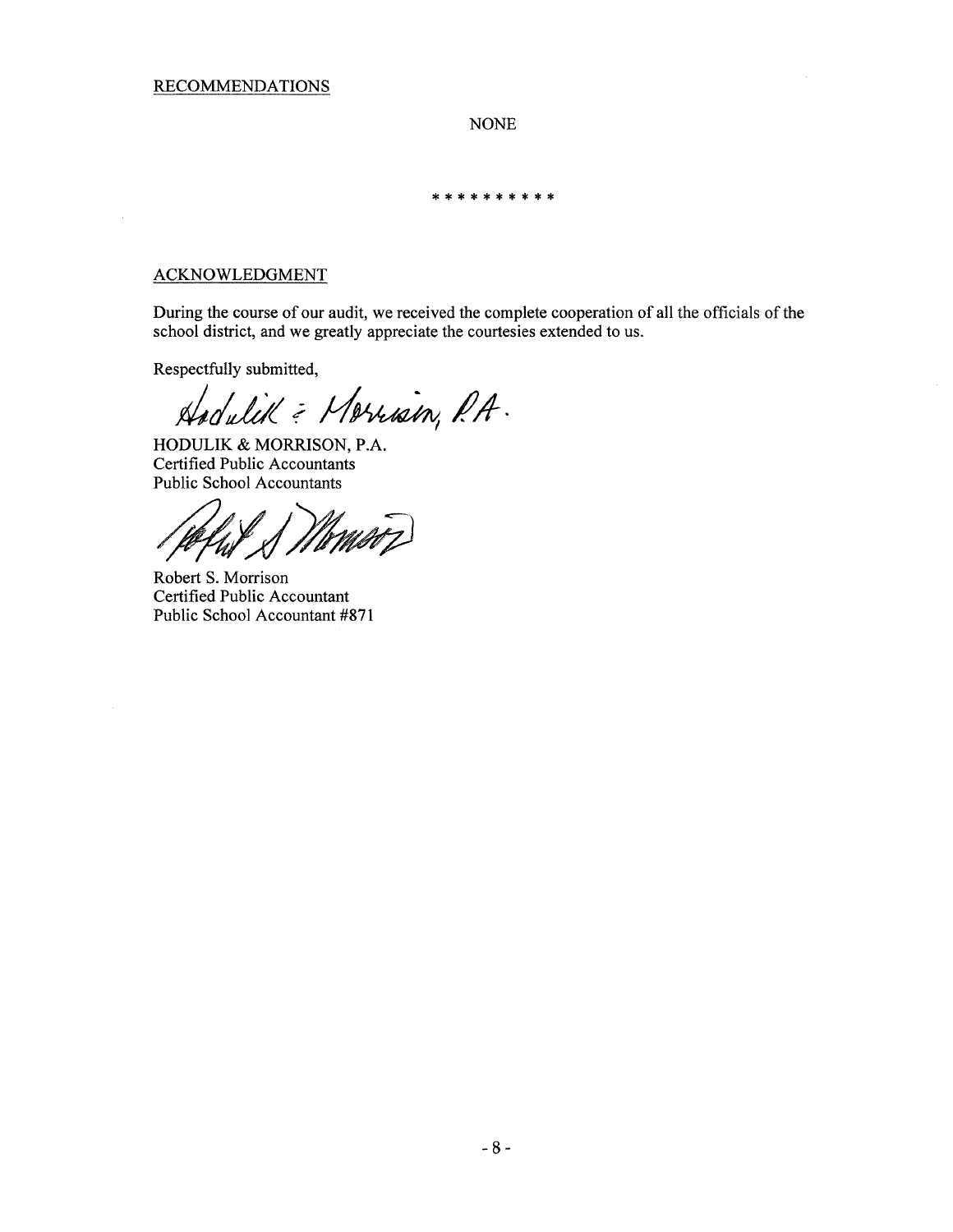## RECOMMENDATIONS

NONE

* * * * * * * * * *

## ACKNOWLEDGMENT

During the course of our audit, we received the complete cooperation of all the officials of the school district, and we greatly appreciate the courtesies extended to us.

Respectfully submitted,

Hodulik & Morrison, P.A.

HODULIK & MORRISON, P.A.
Certified Public Accountants
Public School Accountants

Robert S. Morrison

Robert S. Morrison
Certified Public Accountant
Public School Accountant #871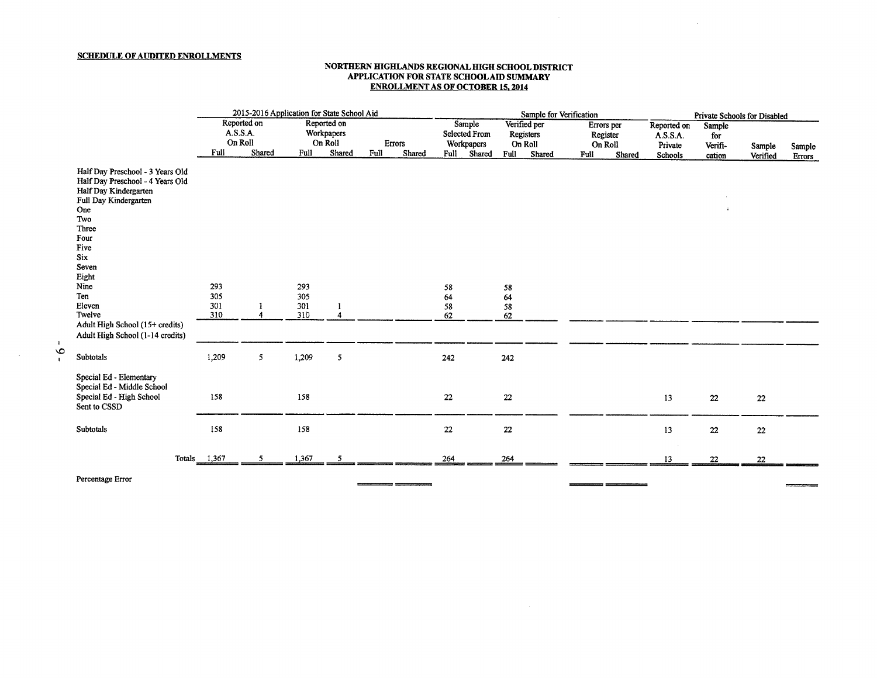**SCHEDULE OF AUDITED ENROLLMENTS**

**NORTHERN HIGHLANDS REGIONAL HIGH SCHOOL DISTRICT**
**APPLICATION FOR STATE SCHOOL AID SUMMARY**
**ENROLLMENT AS OF OCTOBER 15, 2014**

| | 2015-2016 Application for State School Aid | | | | | | Sample for Verification | | | | | | Private Schools for Disabled | | | |
|---|---|---|---|---|---|---|---|---|---|---|---|---|---|---|---|---|
| | Reported on A.S.S.A. On Roll | | Reported on Workpapers On Roll | | Errors | | Sample Selected From Workpapers | | Verified per Registers On Roll | | Errors per Register On Roll | | Reported on A.S.S.A. Private Schools | Sample for Verification | Sample Verified | Sample Errors |
| | Full | Shared | Full | Shared | Full | Shared | Full | Shared | Full | Shared | Full | Shared | | | | |
| Half Day Preschool - 3 Years Old | | | | | | | | | | | | | | | | |
| Half Day Preschool - 4 Years Old | | | | | | | | | | | | | | | | |
| Half Day Kindergarten | | | | | | | | | | | | | | | | |
| Full Day Kindergarten | | | | | | | | | | | | | | | | |
| One | | | | | | | | | | | | | | | | |
| Two | | | | | | | | | | | | | | | | |
| Three | | | | | | | | | | | | | | | | |
| Four | | | | | | | | | | | | | | | | |
| Five | | | | | | | | | | | | | | | | |
| Six | | | | | | | | | | | | | | | | |
| Seven | | | | | | | | | | | | | | | | |
| Eight | | | | | | | | | | | | | | | | |
| Nine | 293 | | 293 | | | | 58 | | 58 | | | | | | | |
| Ten | 305 | | 305 | | | | 64 | | 64 | | | | | | | |
| Eleven | 301 | 1 | 301 | 1 | | | 58 | | 58 | | | | | | | |
| Twelve | 310 | 4 | 310 | 4 | | | 62 | | 62 | | | | | | | |
| Adult High School (15+ credits) | | | | | | | | | | | | | | | | |
| Adult High School (1-14 credits) | | | | | | | | | | | | | | | | |
| Subtotals | 1,209 | 5 | 1,209 | 5 | | | 242 | | 242 | | | | | | | |
| Special Ed - Elementary | | | | | | | | | | | | | | | | |
| Special Ed - Middle School | | | | | | | | | | | | | | | | |
| Special Ed - High School | 158 | | 158 | | | | 22 | | 22 | | | | 13 | 22 | 22 | |
| Sent to CSSD | | | | | | | | | | | | | | | | |
| Subtotals | 158 | | 158 | | | | 22 | | 22 | | | | 13 | 22 | 22 | |
| Totals | 1,367 | 5 | 1,367 | 5 | | | 264 | | 264 | | | | 13 | 22 | 22 | |
| Percentage Error | | | | | | | | | | | | | | | | |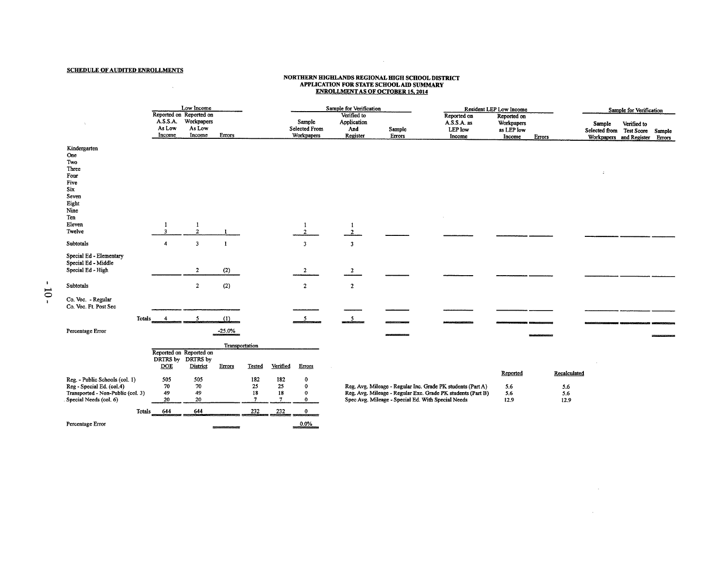**SCHEDULE OF AUDITED ENROLLMENTS**

**NORTHERN HIGHLANDS REGIONAL HIGH SCHOOL DISTRICT**
**APPLICATION FOR STATE SCHOOL AID SUMMARY**
**ENROLLMENT AS OF OCTOBER 15, 2014**

| | Low Income | | | Sample for Verification | | | Resident LEP Low Income | | | Sample for Verification | | |
|---|---|---|---|---|---|---|---|---|---|---|---|---|
| | Reported on A.S.S.A. As Low Income | Reported on Workpapers As Low Income | Errors | Sample Selected From Workpapers | Verified to Application And Register | Sample Errors | Reported on A.S.S.A. as LEP low Income | Reported on Workpapers as LEP low Income | Errors | Sample Selected from Workpapers | Verified to Test Score and Register | Sample Errors |
| Kindergarten | | | | | | | | | | | | |
| One | | | | | | | | | | | | |
| Two | | | | | | | | | | | | |
| Three | | | | | | | | | | | | |
| Four | | | | | | | | | | | | |
| Five | | | | | | | | | | | | |
| Six | | | | | | | | | | | | |
| Seven | | | | | | | | | | | | |
| Eight | | | | | | | | | | | | |
| Nine | | | | | | | | | | | | |
| Ten | | | | | | | | | | | | |
| Eleven | 1 | 1 | | 1 | 1 | | | | | | | |
| Twelve | 3 | 2 | 1 | 2 | 2 | | | | | | | |
| Subtotals | 4 | 3 | 1 | 3 | 3 | | | | | | | |
| Special Ed - Elementary | | | | | | | | | | | | |
| Special Ed - Middle | | | | | | | | | | | | |
| Special Ed - High | | 2 | (2) | 2 | 2 | | | | | | | |
| Subtotals | | 2 | (2) | 2 | 2 | | | | | | | |
| Co. Voc. - Regular | | | | | | | | | | | | |
| Co. Voc. Ft. Post Sec | | | | | | | | | | | | |
| Totals | 4 | 5 | (1) | 5 | 5 | | | | | | | |
| Percentage Error | | | -25.0% | | | | | | | | | |

| | Transportation | | | | | |
|---|---|---|---|---|---|---|
| | Reported on DRTRS by DOE | Reported on DRTRS by District | Errors | Tested | Verified | Errors |
| Reg. - Public Schools (col. 1) | 505 | 505 | | 182 | 182 | 0 |
| Reg - Special Ed. (col.4) | 70 | 70 | | 25 | 25 | 0 |
| Transported - Non-Public (col. 3) | 49 | 49 | | 18 | 18 | 0 |
| Special Needs (col. 6) | 20 | 20 | | 7 | 7 | 0 |
| Totals | 644 | 644 | | 232 | 232 | 0 |
| Percentage Error | | | | | | 0.0% |

| | Reported | Recalculated |
|---|---|---|
| Reg. Avg. Mileage - Regular Inc. Grade PK students (Part A) | 5.6 | 5.6 |
| Reg. Avg. Mileage - Regular Exc. Grade PK students (Part B) | 5.6 | 5.6 |
| Spec Avg. Mileage - Special Ed. With Special Needs | 12.9 | 12.9 |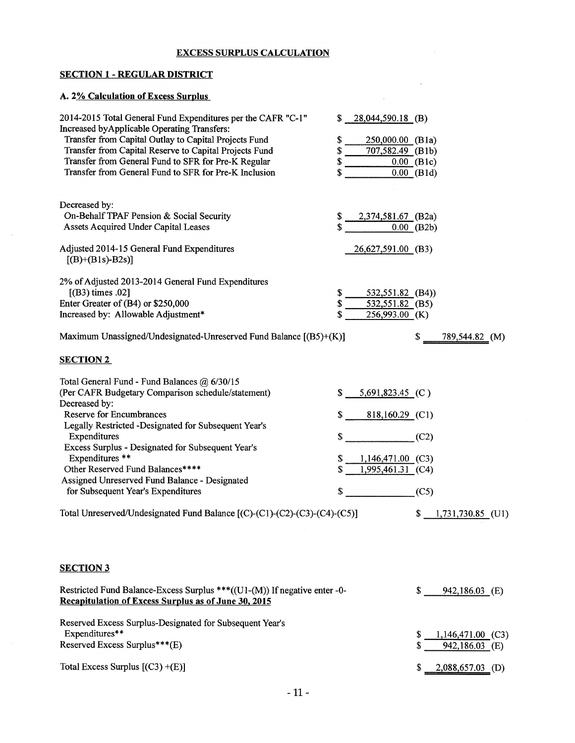# EXCESS SURPLUS CALCULATION

## SECTION 1 - REGULAR DISTRICT

### A. 2% Calculation of Excess Surplus

| | | |
|---|---|---|
| 2014-2015 Total General Fund Expenditures per the CAFR "C-1" | $ 28,044,590.18 (B) | |
| Increased byApplicable Operating Transfers: | | |
| Transfer from Capital Outlay to Capital Projects Fund | $ 250,000.00 (B1a) | |
| Transfer from Capital Reserve to Capital Projects Fund | $ 707,582.49 (B1b) | |
| Transfer from General Fund to SFR for Pre-K Regular | $ 0.00 (B1c) | |
| Transfer from General Fund to SFR for Pre-K Inclusion | $ 0.00 (B1d) | |
| Decreased by: | | |
| On-Behalf TPAF Pension & Social Security | $ 2,374,581.67 (B2a) | |
| Assets Acquired Under Capital Leases | $ 0.00 (B2b) | |
| Adjusted 2014-15 General Fund Expenditures [(B)+(B1s)-B2s)] | 26,627,591.00 (B3) | |
| 2% of Adjusted 2013-2014 General Fund Expenditures [(B3) times .02] | $ 532,551.82 (B4)) | |
| Enter Greater of (B4) or $250,000 | $ 532,551.82 (B5) | |
| Increased by: Allowable Adjustment* | $ 256,993.00 (K) | |
| Maximum Unassigned/Undesignated-Unreserved Fund Balance [(B5)+(K)] | | $ 789,544.82 (M) |

## SECTION 2

| | | |
|---|---|---|
| Total General Fund - Fund Balances @ 6/30/15 (Per CAFR Budgetary Comparison schedule/statement) | $ 5,691,823.45 (C) | |
| Decreased by: | | |
| Reserve for Encumbrances | $ 818,160.29 (C1) | |
| Legally Restricted -Designated for Subsequent Year's Expenditures | $ (C2) | |
| Excess Surplus - Designated for Subsequent Year's Expenditures ** | $ 1,146,471.00 (C3) | |
| Other Reserved Fund Balances**** | $ 1,995,461.31 (C4) | |
| Assigned Unreserved Fund Balance - Designated for Subsequent Year's Expenditures | $ (C5) | |
| Total Unreserved/Undesignated Fund Balance [(C)-(C1)-(C2)-(C3)-(C4)-(C5)] | | $ 1,731,730.85 (U1) |

## SECTION 3

| | |
|---|---|
| Restricted Fund Balance-Excess Surplus ***((U1-(M)) If negative enter -0- | $ 942,186.03 (E) |
| **Recapitulation of Excess Surplus as of June 30, 2015** | |
| Reserved Excess Surplus-Designated for Subsequent Year's Expenditures** | $ 1,146,471.00 (C3) |
| Reserved Excess Surplus***(E) | $ 942,186.03 (E) |
| Total Excess Surplus [(C3) +(E)] | $ 2,088,657.03 (D) |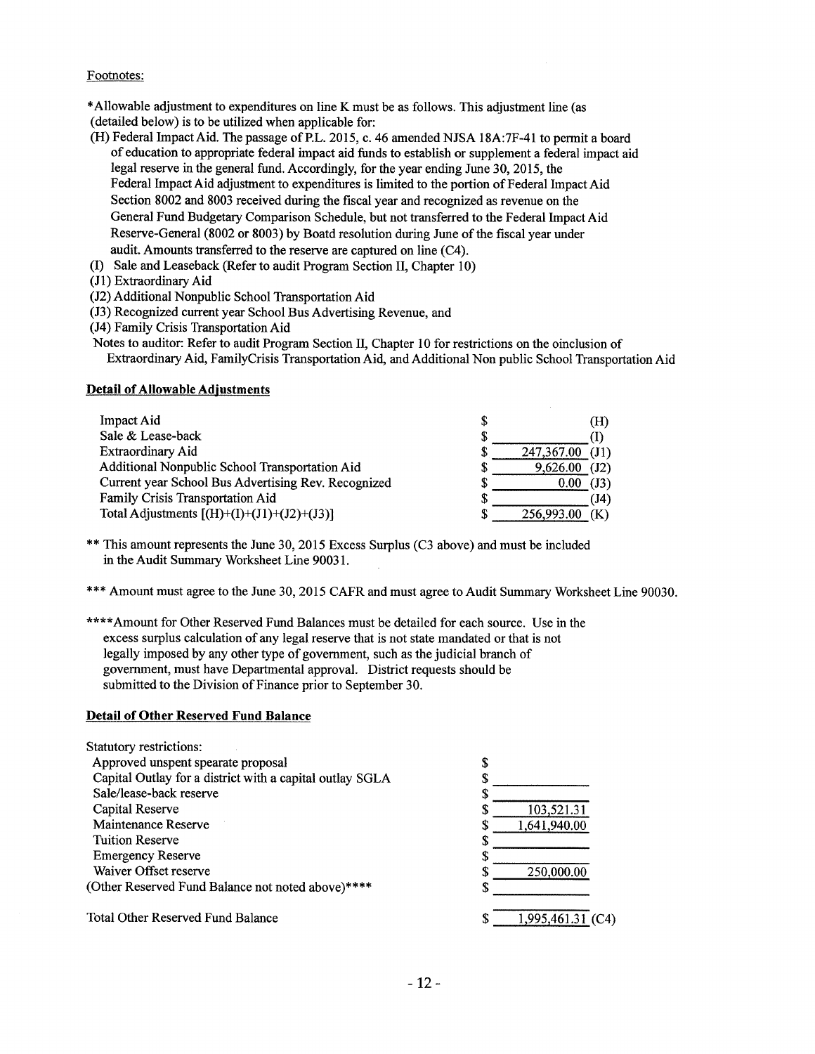Footnotes:

*Allowable adjustment to expenditures on line K must be as follows. This adjustment line (as detailed below) is to be utilized when applicable for:

(H) Federal Impact Aid. The passage of P.L. 2015, c. 46 amended NJSA 18A:7F-41 to permit a board of education to appropriate federal impact aid funds to establish or supplement a federal impact aid legal reserve in the general fund. Accordingly, for the year ending June 30, 2015, the Federal Impact Aid adjustment to expenditures is limited to the portion of Federal Impact Aid Section 8002 and 8003 received during the fiscal year and recognized as revenue on the General Fund Budgetary Comparison Schedule, but not transferred to the Federal Impact Aid Reserve-General (8002 or 8003) by Boatd resolution during June of the fiscal year under audit. Amounts transferred to the reserve are captured on line (C4).

(I) Sale and Leaseback (Refer to audit Program Section II, Chapter 10)

(J1) Extraordinary Aid

(J2) Additional Nonpublic School Transportation Aid

(J3) Recognized current year School Bus Advertising Revenue, and

(J4) Family Crisis Transportation Aid

Notes to auditor: Refer to audit Program Section II, Chapter 10 for restrictions on the oinclusion of Extraordinary Aid, FamilyCrisis Transportation Aid, and Additional Non public School Transportation Aid

**Detail of Allowable Adjustments**

| | | |
|---|---|---|
| Impact Aid | $ | (H) |
| Sale & Lease-back | $ | (I) |
| Extraordinary Aid | $ 247,367.00 | (J1) |
| Additional Nonpublic School Transportation Aid | $ 9,626.00 | (J2) |
| Current year School Bus Advertising Rev. Recognized | $ 0.00 | (J3) |
| Family Crisis Transportation Aid | $ | (J4) |
| Total Adjustments [(H)+(I)+(J1)+(J2)+(J3)] | $ 256,993.00 | (K) |

** This amount represents the June 30, 2015 Excess Surplus (C3 above) and must be included in the Audit Summary Worksheet Line 90031.

*** Amount must agree to the June 30, 2015 CAFR and must agree to Audit Summary Worksheet Line 90030.

****Amount for Other Reserved Fund Balances must be detailed for each source. Use in the excess surplus calculation of any legal reserve that is not state mandated or that is not legally imposed by any other type of government, such as the judicial branch of government, must have Departmental approval. District requests should be submitted to the Division of Finance prior to September 30.

**Detail of Other Reserved Fund Balance**

| | | |
|---|---|---|
| Statutory restrictions: | | |
| Approved unspent spearate proposal | $ | |
| Capital Outlay for a district with a capital outlay SGLA | $ | |
| Sale/lease-back reserve | $ | |
| Capital Reserve | $ 103,521.31 | |
| Maintenance Reserve | $ 1,641,940.00 | |
| Tuition Reserve | $ | |
| Emergency Reserve | $ | |
| Waiver Offset reserve | $ 250,000.00 | |
| (Other Reserved Fund Balance not noted above)**** | $ | |
| Total Other Reserved Fund Balance | $ 1,995,461.31 | (C4) |